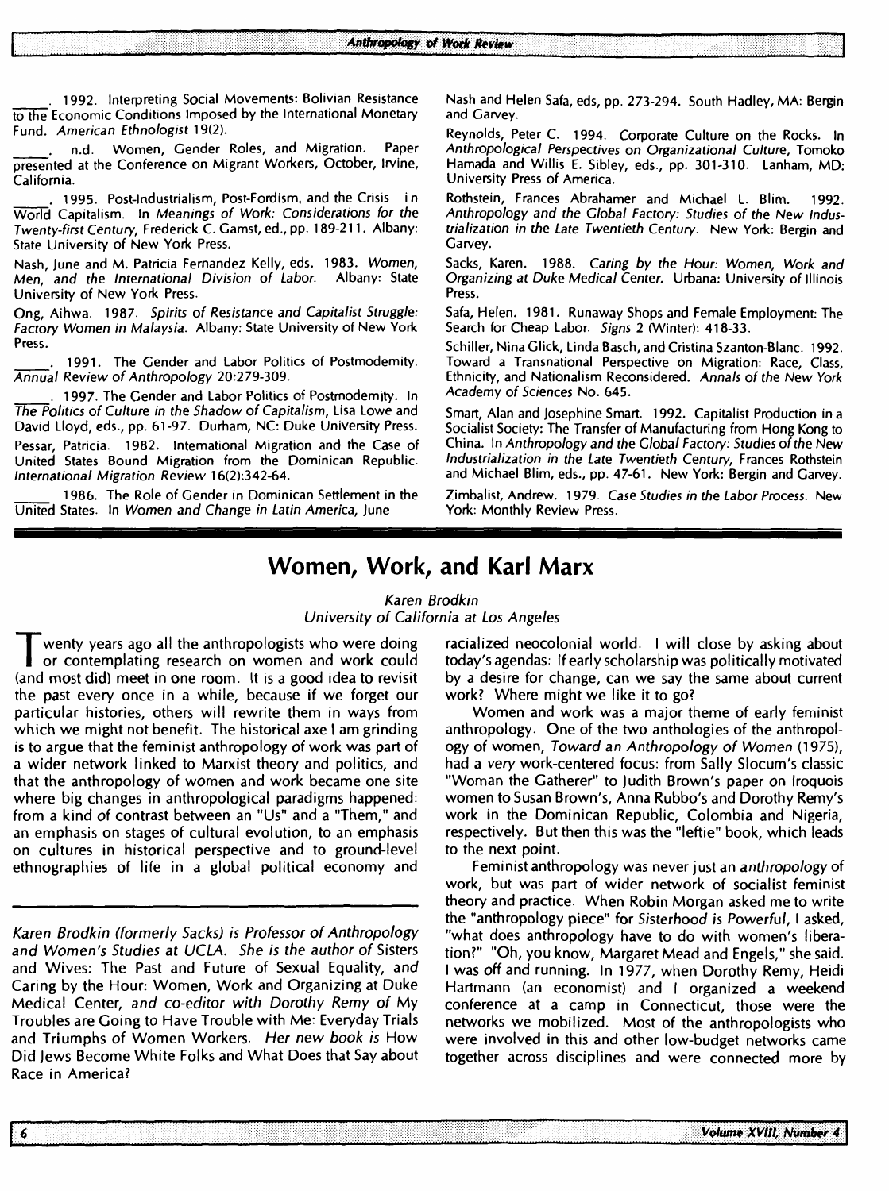_____. 1992. Interpreting Social Movements: Bolivian Resistance to the Economic Conditions Imposed by the International Monetary Fund. *American Ethnologist* 19(2).

_____. n.d. Women, Gender Roles, and Migration. Paper presented at the Conference on Migrant Workers, October, Irvine, California.

_____. 1995. Post-Industrialism, Post-Fordism, and the Crisis in World Capitalism. In *Meanings of Work: Considerations for the Twenty-first Century*, Frederick C. Gamst, ed., pp. 189-211. Albany: State University of New York Press.

Nash, June and M. Patricia Fernandez Kelly, eds. 1983. *Women, Men, and the International Division of Labor*. Albany: State University of New York Press.

Ong, Aihwa. 1987. *Spirits of Resistance and Capitalist Struggle: Factory Women in Malaysia*. Albany: State University of New York Press.

_____. 1991. The Gender and Labor Politics of Postmodernity. *Annual Review of Anthropology* 20:279-309.

_____. 1997. The Gender and Labor Politics of Postmodernity. In *The Politics of Culture in the Shadow of Capitalism*, Lisa Lowe and David Lloyd, eds., pp. 61-97. Durham, NC: Duke University Press.

Pessar, Patricia. 1982. International Migration and the Case of United States Bound Migration from the Dominican Republic. *International Migration Review* 16(2):342-64.

_____. 1986. The Role of Gender in Dominican Settlement in the United States. In *Women and Change in Latin America*, June Nash and Helen Safa, eds, pp. 273-294. South Hadley, MA: Bergin and Garvey.

Reynolds, Peter C. 1994. Corporate Culture on the Rocks. In *Anthropological Perspectives on Organizational Culture*, Tomoko Hamada and Willis E. Sibley, eds., pp. 301-310. Lanham, MD: University Press of America.

Rothstein, Frances Abrahamer and Michael L. Blim. 1992. *Anthropology and the Global Factory: Studies of the New Industrialization in the Late Twentieth Century*. New York: Bergin and Garvey.

Sacks, Karen. 1988. *Caring by the Hour: Women, Work and Organizing at Duke Medical Center*. Urbana: University of Illinois Press.

Safa, Helen. 1981. Runaway Shops and Female Employment: The Search for Cheap Labor. *Signs* 2 (Winter): 418-33.

Schiller, Nina Glick, Linda Basch, and Cristina Szanton-Blanc. 1992. Toward a Transnational Perspective on Migration: Race, Class, Ethnicity, and Nationalism Reconsidered. *Annals of the New York Academy of Sciences* No. 645.

Smart, Alan and Josephine Smart. 1992. Capitalist Production in a Socialist Society: The Transfer of Manufacturing from Hong Kong to China. In *Anthropology and the Global Factory: Studies of the New Industrialization in the Late Twentieth Century*, Frances Rothstein and Michael Blim, eds., pp. 47-61. New York: Bergin and Garvey.

Zimbalist, Andrew. 1979. *Case Studies in the Labor Process*. New York: Monthly Review Press.

# Women, Work, and Karl Marx

*Karen Brodkin*
*University of California at Los Angeles*

Twenty years ago all the anthropologists who were doing or contemplating research on women and work could (and most did) meet in one room. It is a good idea to revisit the past every once in a while, because if we forget our particular histories, others will rewrite them in ways from which we might not benefit. The historical axe I am grinding is to argue that the feminist anthropology of work was part of a wider network linked to Marxist theory and politics, and that the anthropology of women and work became one site where big changes in anthropological paradigms happened: from a kind of contrast between an "Us" and a "Them," and an emphasis on stages of cultural evolution, to an emphasis on cultures in historical perspective and to ground-level ethnographies of life in a global political economy and racialized neocolonial world. I will close by asking about today's agendas: If early scholarship was politically motivated by a desire for change, can we say the same about current work? Where might we like it to go?

*Karen Brodkin (formerly Sacks) is Professor of Anthropology and Women's Studies at UCLA. She is the author of* Sisters and Wives: The Past and Future of Sexual Equality, *and* Caring by the Hour: Women, Work and Organizing at Duke Medical Center, *and co-editor with Dorothy Remy of* My Troubles are Going to Have Trouble with Me: Everyday Trials and Triumphs of Women Workers. *Her new book is* How Did Jews Become White Folks and What Does that Say about Race in America?

Women and work was a major theme of early feminist anthropology. One of the two anthologies of the anthropology of women, *Toward an Anthropology of Women* (1975), had a very work-centered focus: from Sally Slocum's classic "Woman the Gatherer" to Judith Brown's paper on Iroquois women to Susan Brown's, Anna Rubbo's and Dorothy Remy's work in the Dominican Republic, Colombia and Nigeria, respectively. But then this was the "leftie" book, which leads to the next point.

Feminist anthropology was never just an *anthropology* of work, but was part of wider network of socialist feminist theory and practice. When Robin Morgan asked me to write the "anthropology piece" for *Sisterhood is Powerful*, I asked, "what does anthropology have to do with women's liberation?" "Oh, you know, Margaret Mead and Engels," she said. I was off and running. In 1977, when Dorothy Remy, Heidi Hartmann (an economist) and I organized a weekend conference at a camp in Connecticut, those were the networks we mobilized. Most of the anthropologists who were involved in this and other low-budget networks came together across disciplines and were connected more by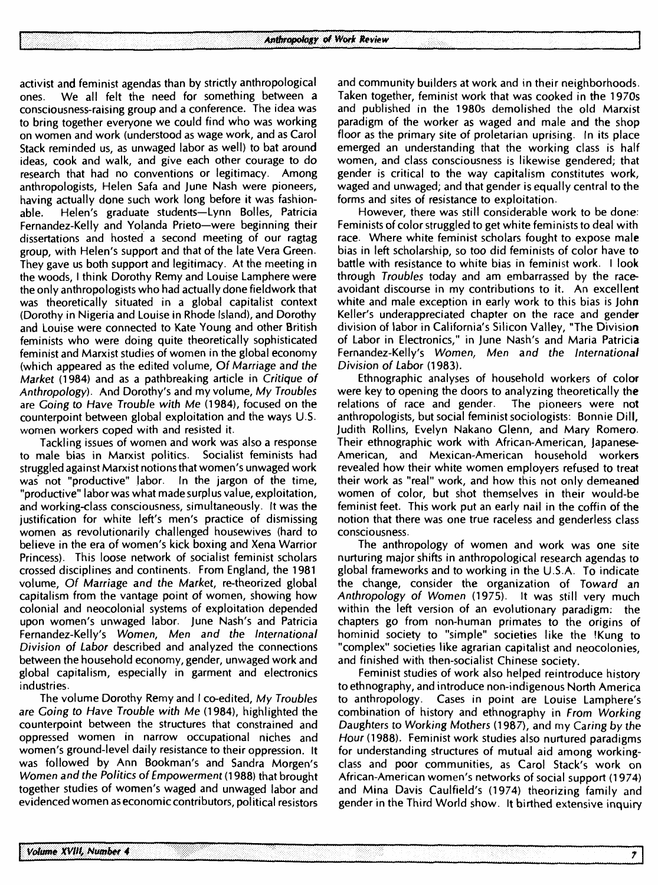activist and feminist agendas than by strictly anthropological ones. We all felt the need for something between a consciousness-raising group and a conference. The idea was to bring together everyone we could find who was working on women and work (understood as wage work, and as Carol Stack reminded us, as unwaged labor as well) to bat around ideas, cook and walk, and give each other courage to do research that had no conventions or legitimacy. Among anthropologists, Helen Safa and June Nash were pioneers, having actually done such work long before it was fashionable. Helen's graduate students—Lynn Bolles, Patricia Fernandez-Kelly and Yolanda Prieto—were beginning their dissertations and hosted a second meeting of our ragtag group, with Helen's support and that of the late Vera Green. They gave us both support and legitimacy. At the meeting in the woods, I think Dorothy Remy and Louise Lamphere were the only anthropologists who had actually done fieldwork that was theoretically situated in a global capitalist context (Dorothy in Nigeria and Louise in Rhode Island), and Dorothy and Louise were connected to Kate Young and other British feminists who were doing quite theoretically sophisticated feminist and Marxist studies of women in the global economy (which appeared as the edited volume, *Of Marriage and the Market* (1984) and as a pathbreaking article in *Critique of Anthropology*). And Dorothy's and my volume, *My Troubles are Going to Have Trouble with Me* (1984), focused on the counterpoint between global exploitation and the ways U.S. women workers coped with and resisted it.

Tackling issues of women and work was also a response to male bias in Marxist politics. Socialist feminists had struggled against Marxist notions that women's unwaged work was not "productive" labor. In the jargon of the time, "productive" labor was what made surplus value, exploitation, and working-class consciousness, simultaneously. It was the justification for white left's men's practice of dismissing women as revolutionarily challenged housewives (hard to believe in the era of women's kick boxing and Xena Warrior Princess). This loose network of socialist feminist scholars crossed disciplines and continents. From England, the 1981 volume, *Of Marriage and the Market*, re-theorized global capitalism from the vantage point of women, showing how colonial and neocolonial systems of exploitation depended upon women's unwaged labor. June Nash's and Patricia Fernandez-Kelly's *Women, Men and the International Division of Labor* described and analyzed the connections between the household economy, gender, unwaged work and global capitalism, especially in garment and electronics industries.

The volume Dorothy Remy and I co-edited, *My Troubles are Going to Have Trouble with Me* (1984), highlighted the counterpoint between the structures that constrained and oppressed women in narrow occupational niches and women's ground-level daily resistance to their oppression. It was followed by Ann Bookman's and Sandra Morgen's *Women and the Politics of Empowerment* (1988) that brought together studies of women's waged and unwaged labor and evidenced women as economic contributors, political resistors and community builders at work and in their neighborhoods. Taken together, feminist work that was cooked in the 1970s and published in the 1980s demolished the old Marxist paradigm of the worker as waged and male and the shop floor as the primary site of proletarian uprising. In its place emerged an understanding that the working class is half women, and class consciousness is likewise gendered; that gender is critical to the way capitalism constitutes work, waged and unwaged; and that gender is equally central to the forms and sites of resistance to exploitation.

However, there was still considerable work to be done: Feminists of color struggled to get white feminists to deal with race. Where white feminist scholars fought to expose male bias in left scholarship, so too did feminists of color have to battle with resistance to white bias in feminist work. I look through *Troubles* today and am embarrassed by the race-avoidant discourse in my contributions to it. An excellent white and male exception in early work to this bias is John Keller's underappreciated chapter on the race and gender division of labor in California's Silicon Valley, "The Division of Labor in Electronics," in June Nash's and Maria Patricia Fernandez-Kelly's *Women, Men and the International Division of Labor* (1983).

Ethnographic analyses of household workers of color were key to opening the doors to analyzing theoretically the relations of race and gender. The pioneers were not anthropologists, but social feminist sociologists: Bonnie Dill, Judith Rollins, Evelyn Nakano Glenn, and Mary Romero. Their ethnographic work with African-American, Japanese-American, and Mexican-American household workers revealed how their white women employers refused to treat their work as "real" work, and how this not only demeaned women of color, but shot themselves in their would-be feminist feet. This work put an early nail in the coffin of the notion that there was one true raceless and genderless class consciousness.

The anthropology of women and work was one site nurturing major shifts in anthropological research agendas to global frameworks and to working in the U.S.A. To indicate the change, consider the organization of *Toward an Anthropology of Women* (1975). It was still very much within the left version of an evolutionary paradigm: the chapters go from non-human primates to the origins of hominid society to "simple" societies like the !Kung to "complex" societies like agrarian capitalist and neocolonies, and finished with then-socialist Chinese society.

Feminist studies of work also helped reintroduce history to ethnography, and introduce non-indigenous North America to anthropology. Cases in point are Louise Lamphere's combination of history and ethnography in *From Working Daughters to Working Mothers* (1987), and my *Caring by the Hour* (1988). Feminist work studies also nurtured paradigms for understanding structures of mutual aid among working-class and poor communities, as Carol Stack's work on African-American women's networks of social support (1974) and Mina Davis Caulfield's (1974) theorizing family and gender in the Third World show. It birthed extensive inquiry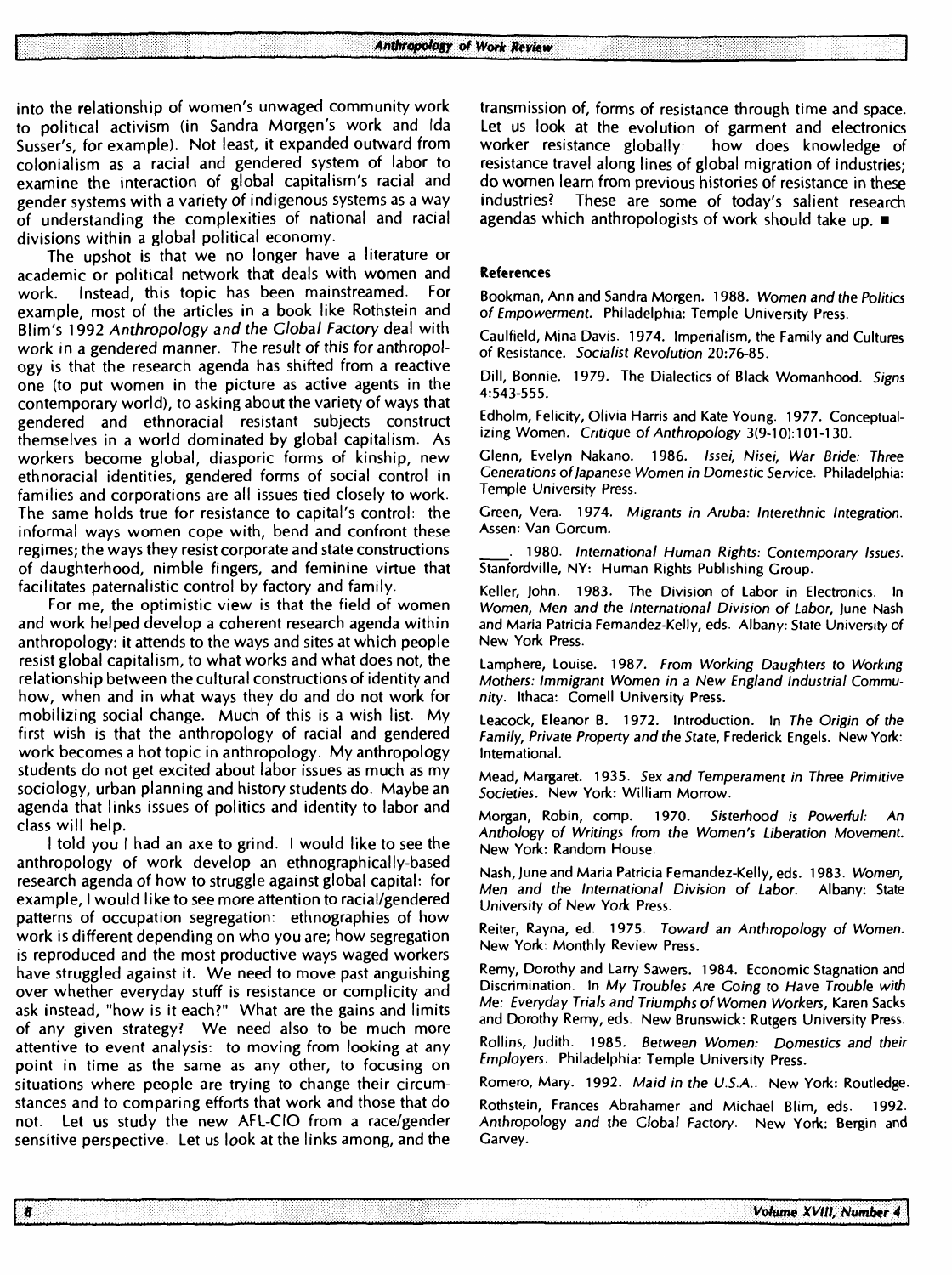into the relationship of women's unwaged community work to political activism (in Sandra Morgen's work and Ida Susser's, for example). Not least, it expanded outward from colonialism as a racial and gendered system of labor to examine the interaction of global capitalism's racial and gender systems with a variety of indigenous systems as a way of understanding the complexities of national and racial divisions within a global political economy.

The upshot is that we no longer have a literature or academic or political network that deals with women and work. Instead, this topic has been mainstreamed. For example, most of the articles in a book like Rothstein and Blim's 1992 *Anthropology and the Global Factory* deal with work in a gendered manner. The result of this for anthropology is that the research agenda has shifted from a reactive one (to put women in the picture as active agents in the contemporary world), to asking about the variety of ways that gendered and ethnoracial resistant subjects construct themselves in a world dominated by global capitalism. As workers become global, diasporic forms of kinship, new ethnoracial identities, gendered forms of social control in families and corporations are all issues tied closely to work. The same holds true for resistance to capital's control: the informal ways women cope with, bend and confront these regimes; the ways they resist corporate and state constructions of daughterhood, nimble fingers, and feminine virtue that facilitates paternalistic control by factory and family.

For me, the optimistic view is that the field of women and work helped develop a coherent research agenda within anthropology: it attends to the ways and sites at which people resist global capitalism, to what works and what does not, the relationship between the cultural constructions of identity and how, when and in what ways they do and do not work for mobilizing social change. Much of this is a wish list. My first wish is that the anthropology of racial and gendered work becomes a hot topic in anthropology. My anthropology students do not get excited about labor issues as much as my sociology, urban planning and history students do. Maybe an agenda that links issues of politics and identity to labor and class will help.

I told you I had an axe to grind. I would like to see the anthropology of work develop an ethnographically-based research agenda of how to struggle against global capital: for example, I would like to see more attention to racial/gendered patterns of occupation segregation: ethnographies of how work is different depending on who you are; how segregation is reproduced and the most productive ways waged workers have struggled against it. We need to move past anguishing over whether everyday stuff is resistance or complicity and ask instead, "how is it each?" What are the gains and limits of any given strategy? We need also to be much more attentive to event analysis: to moving from looking at any point in time as the same as any other, to focusing on situations where people are trying to change their circumstances and to comparing efforts that work and those that do not. Let us study the new AFL-CIO from a race/gender sensitive perspective. Let us look at the links among, and the transmission of, forms of resistance through time and space. Let us look at the evolution of garment and electronics worker resistance globally: how does knowledge of resistance travel along lines of global migration of industries; do women learn from previous histories of resistance in these industries? These are some of today's salient research agendas which anthropologists of work should take up. ■

### References

Bookman, Ann and Sandra Morgen. 1988. *Women and the Politics of Empowerment*. Philadelphia: Temple University Press.

Caulfield, Mina Davis. 1974. Imperialism, the Family and Cultures of Resistance. *Socialist Revolution* 20:76-85.

Dill, Bonnie. 1979. The Dialectics of Black Womanhood. *Signs* 4:543-555.

Edholm, Felicity, Olivia Harris and Kate Young. 1977. Conceptualizing Women. *Critique of Anthropology* 3(9-10):101-130.

Glenn, Evelyn Nakano. 1986. *Issei, Nisei, War Bride: Three Generations of Japanese Women in Domestic Service*. Philadelphia: Temple University Press.

Green, Vera. 1974. *Migrants in Aruba: Interethnic Integration*. Assen: Van Gorcum.

\_\_\_\_. 1980. *International Human Rights: Contemporary Issues*. Stanfordville, NY: Human Rights Publishing Group.

Keller, John. 1983. The Division of Labor in Electronics. In *Women, Men and the International Division of Labor*, June Nash and Maria Patricia Fernandez-Kelly, eds. Albany: State University of New York Press.

Lamphere, Louise. 1987. *From Working Daughters to Working Mothers: Immigrant Women in a New England Industrial Community*. Ithaca: Cornell University Press.

Leacock, Eleanor B. 1972. Introduction. In *The Origin of the Family, Private Property and the State*, Frederick Engels. New York: International.

Mead, Margaret. 1935. *Sex and Temperament in Three Primitive Societies*. New York: William Morrow.

Morgan, Robin, comp. 1970. *Sisterhood is Powerful: An Anthology of Writings from the Women's Liberation Movement*. New York: Random House.

Nash, June and Maria Patricia Fernandez-Kelly, eds. 1983. *Women, Men and the International Division of Labor*. Albany: State University of New York Press.

Reiter, Rayna, ed. 1975. *Toward an Anthropology of Women*. New York: Monthly Review Press.

Remy, Dorothy and Larry Sawers. 1984. Economic Stagnation and Discrimination. In *My Troubles Are Going to Have Trouble with Me: Everyday Trials and Triumphs of Women Workers*, Karen Sacks and Dorothy Remy, eds. New Brunswick: Rutgers University Press.

Rollins, Judith. 1985. *Between Women: Domestics and their Employers*. Philadelphia: Temple University Press.

Romero, Mary. 1992. *Maid in the U.S.A.*. New York: Routledge.

Rothstein, Frances Abrahamer and Michael Blim, eds. 1992. *Anthropology and the Global Factory*. New York: Bergin and Garvey.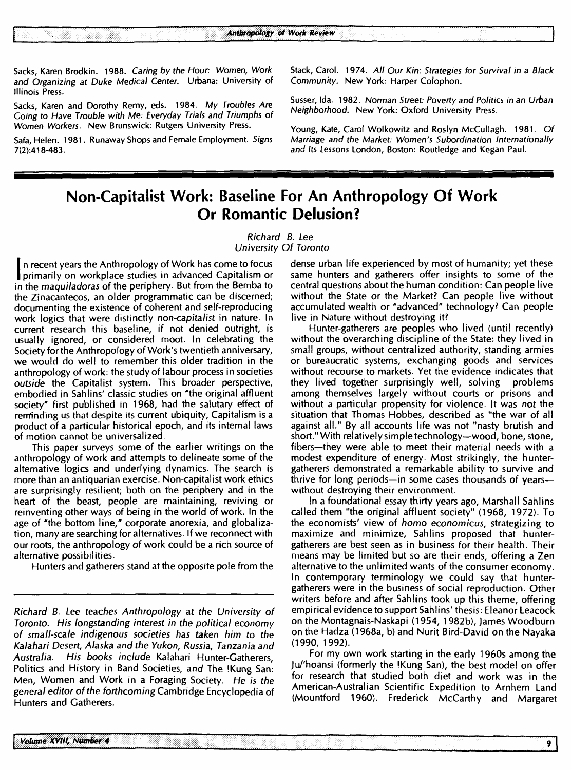Sacks, Karen Brodkin. 1988. *Caring by the Hour: Women, Work and Organizing at Duke Medical Center.* Urbana: University of Illinois Press.

Sacks, Karen and Dorothy Remy, eds. 1984. *My Troubles Are Going to Have Trouble with Me: Everyday Trials and Triumphs of Women Workers.* New Brunswick: Rutgers University Press.

Safa, Helen. 1981. Runaway Shops and Female Employment. *Signs* 7(2):418-483.

Stack, Carol. 1974. *All Our Kin: Strategies for Survival in a Black Community.* New York: Harper Colophon.

Susser, Ida. 1982. *Norman Street: Poverty and Politics in an Urban Neighborhood.* New York: Oxford University Press.

Young, Kate, Carol Wolkowitz and Roslyn McCullagh. 1981. *Of Marriage and the Market: Women's Subordination Internationally and Its Lessons* London, Boston: Routledge and Kegan Paul.

# Non-Capitalist Work: Baseline For An Anthropology Of Work Or Romantic Delusion?

*Richard B. Lee*
*University Of Toronto*

In recent years the Anthropology of Work has come to focus primarily on workplace studies in advanced Capitalism or in the *maquiladoras* of the periphery. But from the Bemba to the Zinacantecos, an older programmatic can be discerned; documenting the existence of coherent and self-reproducing work logics that were distinctly *non-capitalist* in nature. In current research this baseline, if not denied outright, is usually ignored, or considered moot. In celebrating the Society for the Anthropology of Work's twentieth anniversary, we would do well to remember this older tradition in the anthropology of work: the study of labour process in societies *outside* the Capitalist system. This broader perspective, embodied in Sahlins' classic studies on "the original affluent society" first published in 1968, had the salutary effect of reminding us that despite its current ubiquity, Capitalism is a product of a particular historical epoch, and its internal laws of motion cannot be universalized.

This paper surveys some of the earlier writings on the anthropology of work and attempts to delineate some of the alternative logics and underlying dynamics. The search is more than an antiquarian exercise. Non-capitalist work ethics are surprisingly resilient; both on the periphery and in the heart of the beast, people are maintaining, reviving or reinventing other ways of being in the world of work. In the age of "the bottom line," corporate anorexia, and globalization, many are searching for alternatives. If we reconnect with our roots, the anthropology of work could be a rich source of alternative possibilities.

Hunters and gatherers stand at the opposite pole from the dense urban life experienced by most of humanity; yet these same hunters and gatherers offer insights to some of the central questions about the human condition: Can people live without the State or the Market? Can people live without accumulated wealth or "advanced" technology? Can people live in Nature without destroying it?

Hunter-gatherers are peoples who lived (until recently) without the overarching discipline of the State: they lived in small groups, without centralized authority, standing armies or bureaucratic systems, exchanging goods and services without recourse to markets. Yet the evidence indicates that they lived together surprisingly well, solving problems among themselves largely without courts or prisons and without a particular propensity for violence. It was *not* the situation that Thomas Hobbes, described as "the war of all against all." By all accounts life was not "nasty brutish and short." With relatively simple technology—wood, bone, stone, fibers—they were able to meet their material needs with a modest expenditure of energy. Most strikingly, the hunter-gatherers demonstrated a remarkable ability to survive and thrive for long periods—in some cases thousands of years—without destroying their environment.

In a foundational essay thirty years ago, Marshall Sahlins called them "the original affluent society" (1968, 1972). To the economists' view of *homo economicus*, strategizing to maximize and minimize, Sahlins proposed that hunter-gatherers are best seen as in business for their health. Their means may be limited but so are their ends, offering a Zen alternative to the unlimited wants of the consumer economy. In contemporary terminology we could say that hunter-gatherers were in the business of social reproduction. Other writers before and after Sahlins took up this theme, offering empirical evidence to support Sahlins' thesis: Eleanor Leacock on the Montagnais-Naskapi (1954, 1982b), James Woodburn on the Hadza (1968a, b) and Nurit Bird-David on the Nayaka (1990, 1992).

For my own work starting in the early 1960s among the Ju/'hoansi (formerly the !Kung San), the best model on offer for research that studied both diet and work was in the American-Australian Scientific Expedition to Arnhem Land (Mountford 1960). Frederick McCarthy and Margaret

*Richard B. Lee teaches Anthropology at the University of Toronto. His longstanding interest in the political economy of small-scale indigenous societies has taken him to the Kalahari Desert, Alaska and the Yukon, Russia, Tanzania and Australia. His books include* Kalahari Hunter-Gatherers, Politics and History in Band Societies, *and* The !Kung San: Men, Women and Work in a Foraging Society. *He is the general editor of the forthcoming* Cambridge Encyclopedia of Hunters and Gatherers.